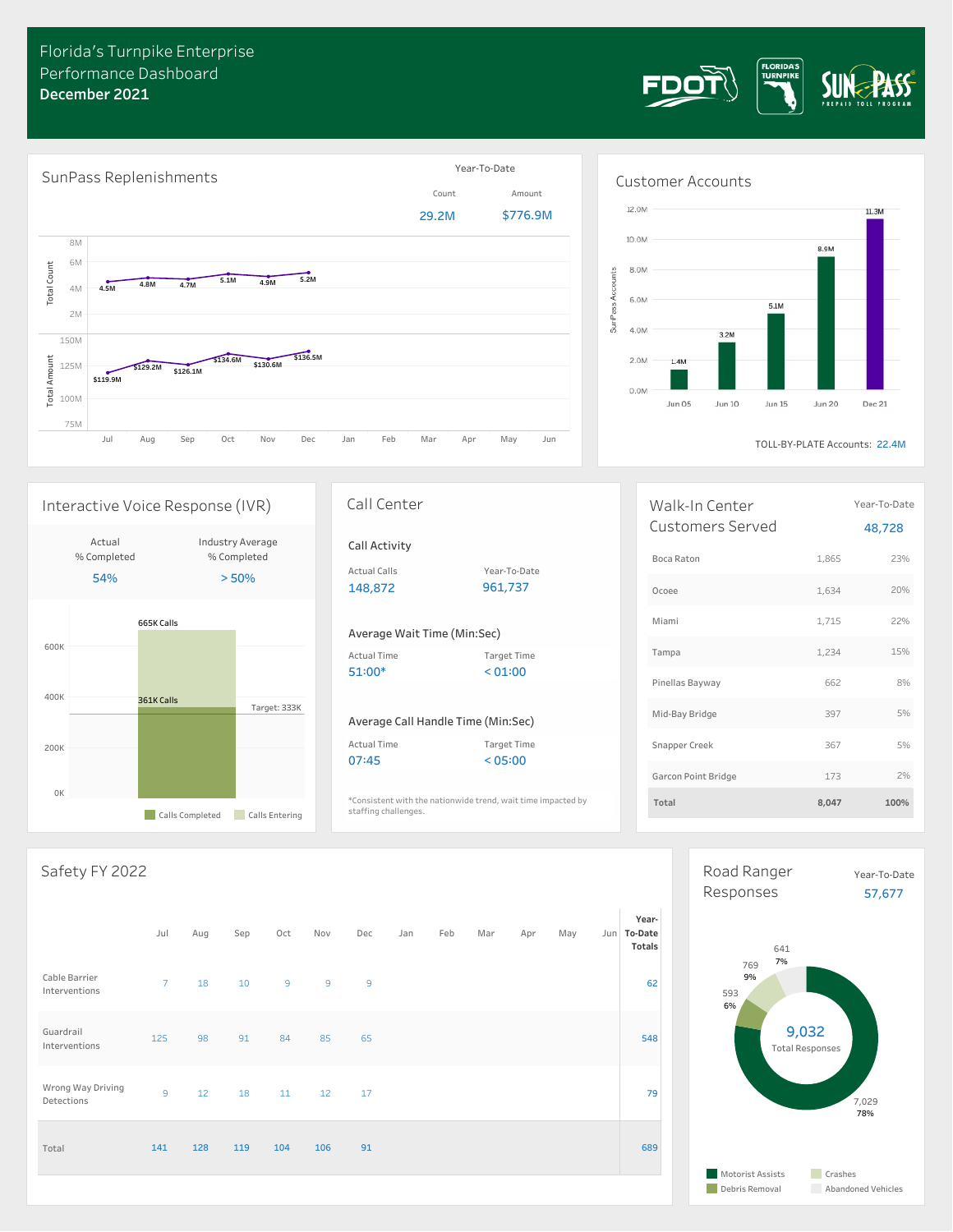# Florida's Turnpike Enterprise Performance Dashboard

**December 2021**

## SunPass Replenishments

Year-To-Date

| Count | Amount |
|---|---|
| 29.2M | $776.9M |

| | Jul | Aug | Sep | Oct | Nov | Dec | Jan | Feb | Mar | Apr | May | Jun |
|---|---|---|---|---|---|---|---|---|---|---|---|---|
| Total Count | 4.5M | 4.8M | 4.7M | 5.1M | 4.9M | 5.2M | | | | | | |
| Total Amount | $119.9M | $129.2M | $126.1M | $134.6M | $130.6M | $136.5M | | | | | | |

## Customer Accounts

| | Jun 05 | Jun 10 | Jun 15 | Jun 20 | Dec 21 |
|---|---|---|---|---|---|
| SunPass Accounts | 1.4M | 3.2M | 5.1M | 8.9M | 11.3M |

TOLL-BY-PLATE Accounts: 22.4M

## Interactive Voice Response (IVR)

| Actual % Completed | Industry Average % Completed |
|---|---|
| 54% | > 50% |

- Calls Entering: 665K Calls
- Calls Completed: 361K Calls
- Target: 333K

## Call Center

### Call Activity

| Actual Calls | Year-To-Date |
|---|---|
| 148,872 | 961,737 |

### Average Wait Time (Min:Sec)

| Actual Time | Target Time |
|---|---|
| 51:00* | < 01:00 |

### Average Call Handle Time (Min:Sec)

| Actual Time | Target Time |
|---|---|
| 07:45 | < 05:00 |

*Consistent with the nationwide trend, wait time impacted by staffing challenges.

## Walk-In Center Customers Served

Year-To-Date: 48,728

| Location | Customers | % |
|---|---|---|
| Boca Raton | 1,865 | 23% |
| Ocoee | 1,634 | 20% |
| Miami | 1,715 | 22% |
| Tampa | 1,234 | 15% |
| Pinellas Bayway | 662 | 8% |
| Mid-Bay Bridge | 397 | 5% |
| Snapper Creek | 367 | 5% |
| Garcon Point Bridge | 173 | 2% |
| **Total** | **8,047** | **100%** |

## Safety FY 2022

| | Jul | Aug | Sep | Oct | Nov | Dec | Jan | Feb | Mar | Apr | May | Jun | Year-To-Date Totals |
|---|---|---|---|---|---|---|---|---|---|---|---|---|---|
| Cable Barrier Interventions | 7 | 18 | 10 | 9 | 9 | 9 | | | | | | | 62 |
| Guardrail Interventions | 125 | 98 | 91 | 84 | 85 | 65 | | | | | | | 548 |
| Wrong Way Driving Detections | 9 | 12 | 18 | 11 | 12 | 17 | | | | | | | 79 |
| Total | 141 | 128 | 119 | 104 | 106 | 91 | | | | | | | 689 |

## Road Ranger Responses

Year-To-Date: 57,677

9,032 Total Responses

| Type | Responses | % |
|---|---|---|
| Motorist Assists | 7,029 | 78% |
| Debris Removal | 593 | 6% |
| Crashes | 769 | 9% |
| Abandoned Vehicles | 641 | 7% |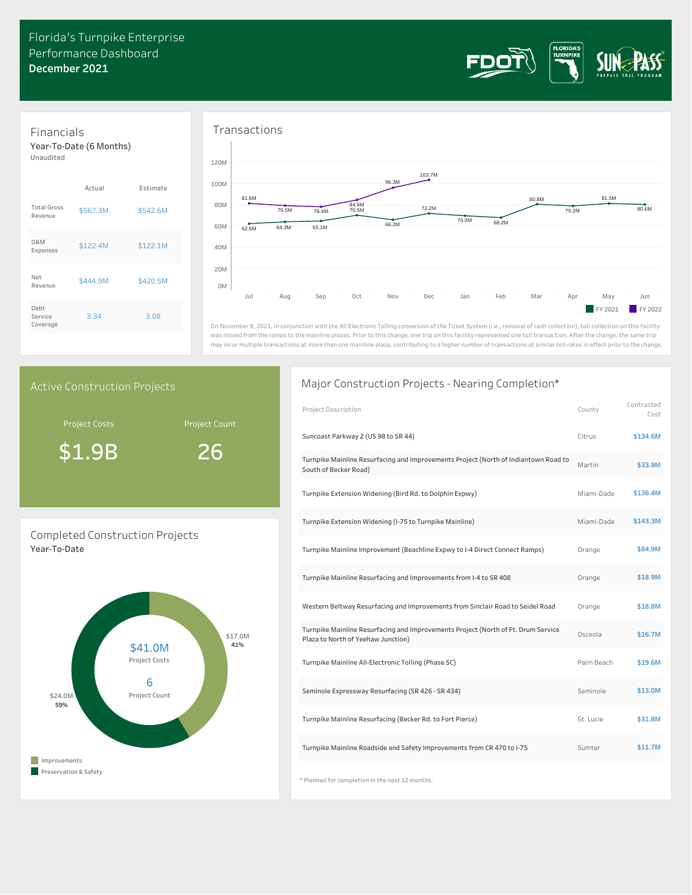# Florida's Turnpike Enterprise Performance Dashboard
**December 2021**

FDOT | FLORIDA'S TURNPIKE | SUN PASS PREPAID TOLL PROGRAM

## Financials
Year-To-Date (6 Months)
Unaudited

| | Actual | Estimate |
|---|---|---|
| Total Gross Revenue | $567.3M | $542.6M |
| O&M Expenses | $122.4M | $122.1M |
| Net Revenue | $444.9M | $420.5M |
| Debt Service Coverage | 3.34 | 3.08 |

## Transactions

120M
100M
80M
60M
40M
20M
0M

Jul Aug Sep Oct Nov Dec Jan Feb Mar Apr May Jun

FY 2021: 62.6M, 64.3M, 65.1M, 70.5M, 66.2M, 72.2M, 70.0M, 68.2M, 80.8M, 79.2M, 81.5M, 80.6M

FY 2022: 81.6M, 79.5M, 78.4M, 84.9M, 96.3M, 103.7M

FY 2021 | FY 2022

On November 8, 2021, in conjunction with the All Electronic Tolling conversion of the Ticket System (i.e., removal of cash collection), toll collection on this facility was moved from the ramps to the mainline plazas. Prior to this change, one trip on this facility represented one toll transaction. After the change, the same trip may incur multiple transactions at more than one mainline plaza, contributing to a higher number of transactions at similar toll rates in effect prior to the change.

## Active Construction Projects

Project Costs: **$1.9B**

Project Count: **26**

## Completed Construction Projects
Year-To-Date

$41.0M
Project Costs

6
Project Count

$17.0M
41%

$24.0M
59%

Improvements
Preservation & Safety

## Major Construction Projects - Nearing Completion*

| Project Description | County | Contracted Cost |
|---|---|---|
| Suncoast Parkway 2 (US 98 to SR 44) | Citrus | $134.6M |
| Turnpike Mainline Resurfacing and Improvements Project (North of Indiantown Road to South of Becker Road) | Martin | $33.9M |
| Turnpike Extension Widening (Bird Rd. to Dolphin Expwy) | Miami-Dade | $136.4M |
| Turnpike Extension Widening (I-75 to Turnpike Mainline) | Miami-Dade | $143.3M |
| Turnpike Mainline Improvement (Beachline Expwy to I-4 Direct Connect Ramps) | Orange | $84.9M |
| Turnpike Mainline Resurfacing and Improvements from I-4 to SR 408 | Orange | $18.9M |
| Western Beltway Resurfacing and Improvements from Sinclair Road to Seidel Road | Orange | $18.8M |
| Turnpike Mainline Resurfacing and Improvements Project (North of Ft. Drum Service Plaza to North of Yeehaw Junction) | Osceola | $16.7M |
| Turnpike Mainline All-Electronic Tolling (Phase 5C) | Palm Beach | $19.6M |
| Seminole Expressway Resurfacing (SR 426 - SR 434) | Seminole | $13.0M |
| Turnpike Mainline Resurfacing (Becker Rd. to Fort Pierce) | St. Lucie | $31.8M |
| Turnpike Mainline Roadside and Safety Improvements from CR 470 to I-75 | Sumter | $11.7M |

* Planned for completion in the next 12 months.